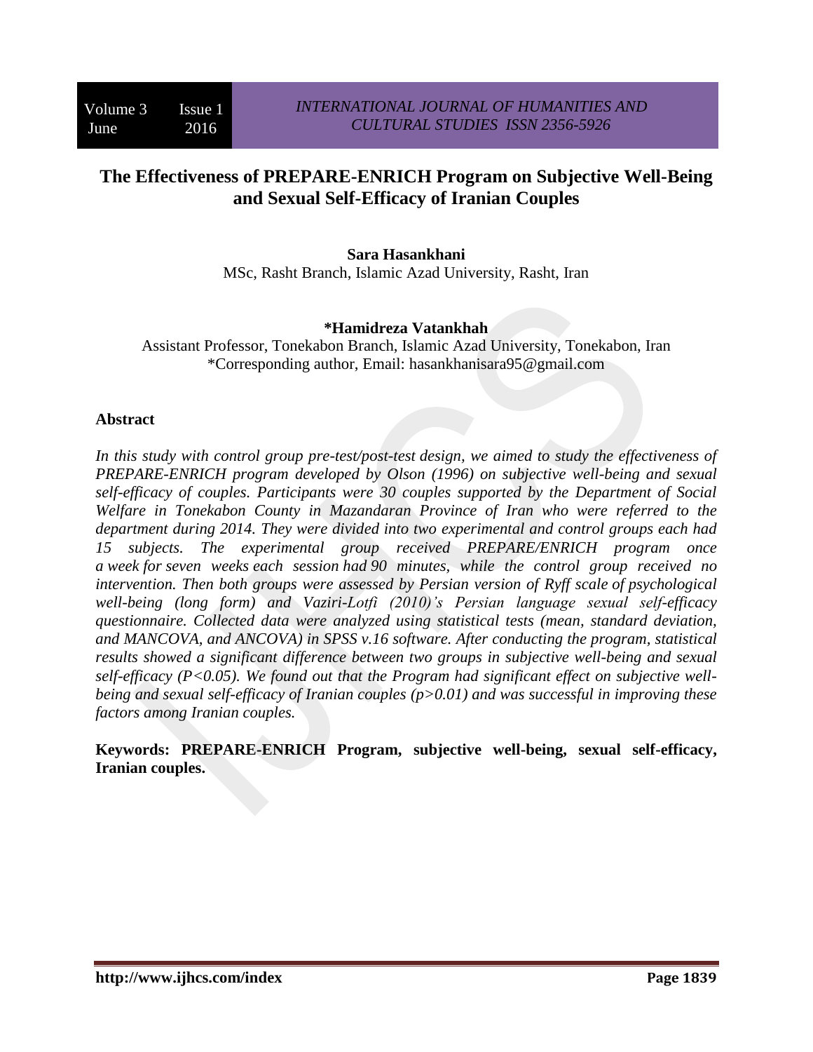# The Effectiveness of PREPARE-ENRICH Program on Subjective Well-Being and Sexual Self-Efficacy of Iranian Couples

**Sara Hasankhani**
MSc, Rasht Branch, Islamic Azad University, Rasht, Iran

**\*Hamidreza Vatankhah**
Assistant Professor, Tonekabon Branch, Islamic Azad University, Tonekabon, Iran
\*Corresponding author, Email: hasankhanisara95@gmail.com

## Abstract

*In this study with control group pre-test/post-test design, we aimed to study the effectiveness of PREPARE-ENRICH program developed by Olson (1996) on subjective well-being and sexual self-efficacy of couples. Participants were 30 couples supported by the Department of Social Welfare in Tonekabon County in Mazandaran Province of Iran who were referred to the department during 2014. They were divided into two experimental and control groups each had 15 subjects. The experimental group received PREPARE/ENRICH program once a week for seven weeks each session had 90 minutes, while the control group received no intervention. Then both groups were assessed by Persian version of Ryff scale of psychological well-being (long form) and Vaziri-Lotfi (2010)'s Persian language sexual self-efficacy questionnaire. Collected data were analyzed using statistical tests (mean, standard deviation, and MANCOVA, and ANCOVA) in SPSS v.16 software. After conducting the program, statistical results showed a significant difference between two groups in subjective well-being and sexual self-efficacy ($P<0.05$). We found out that the Program had significant effect on subjective well-being and sexual self-efficacy of Iranian couples ($p>0.01$) and was successful in improving these factors among Iranian couples.*

**Keywords: PREPARE-ENRICH Program, subjective well-being, sexual self-efficacy, Iranian couples.**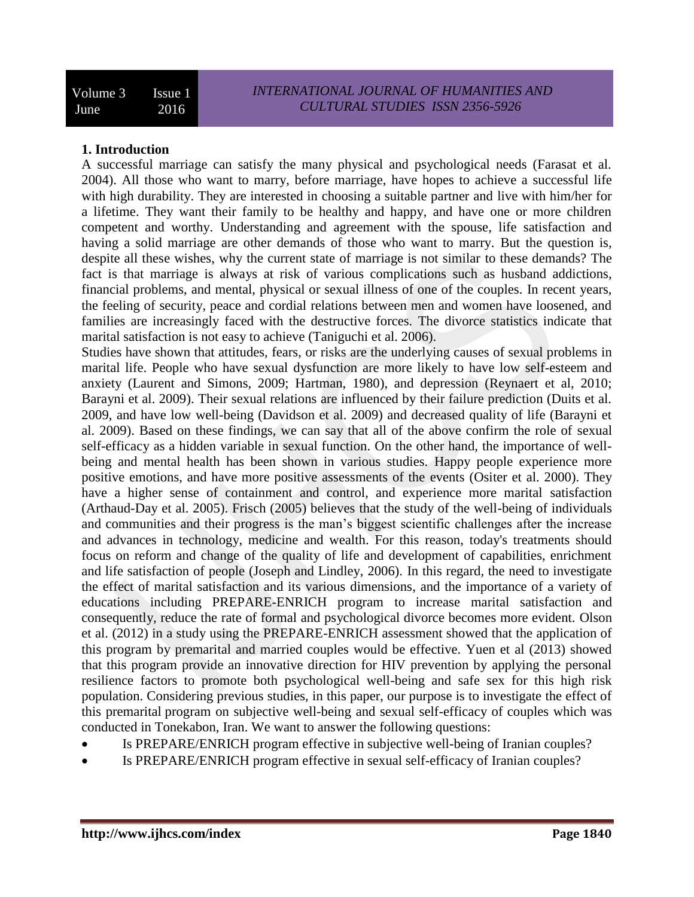## 1. Introduction

A successful marriage can satisfy the many physical and psychological needs (Farasat et al. 2004). All those who want to marry, before marriage, have hopes to achieve a successful life with high durability. They are interested in choosing a suitable partner and live with him/her for a lifetime. They want their family to be healthy and happy, and have one or more children competent and worthy. Understanding and agreement with the spouse, life satisfaction and having a solid marriage are other demands of those who want to marry. But the question is, despite all these wishes, why the current state of marriage is not similar to these demands? The fact is that marriage is always at risk of various complications such as husband addictions, financial problems, and mental, physical or sexual illness of one of the couples. In recent years, the feeling of security, peace and cordial relations between men and women have loosened, and families are increasingly faced with the destructive forces. The divorce statistics indicate that marital satisfaction is not easy to achieve (Taniguchi et al. 2006).

Studies have shown that attitudes, fears, or risks are the underlying causes of sexual problems in marital life. People who have sexual dysfunction are more likely to have low self-esteem and anxiety (Laurent and Simons, 2009; Hartman, 1980), and depression (Reynaert et al, 2010; Barayni et al. 2009). Their sexual relations are influenced by their failure prediction (Duits et al. 2009, and have low well-being (Davidson et al. 2009) and decreased quality of life (Barayni et al. 2009). Based on these findings, we can say that all of the above confirm the role of sexual self-efficacy as a hidden variable in sexual function. On the other hand, the importance of well-being and mental health has been shown in various studies. Happy people experience more positive emotions, and have more positive assessments of the events (Ositer et al. 2000). They have a higher sense of containment and control, and experience more marital satisfaction (Arthaud-Day et al. 2005). Frisch (2005) believes that the study of the well-being of individuals and communities and their progress is the man's biggest scientific challenges after the increase and advances in technology, medicine and wealth. For this reason, today's treatments should focus on reform and change of the quality of life and development of capabilities, enrichment and life satisfaction of people (Joseph and Lindley, 2006). In this regard, the need to investigate the effect of marital satisfaction and its various dimensions, and the importance of a variety of educations including PREPARE-ENRICH program to increase marital satisfaction and consequently, reduce the rate of formal and psychological divorce becomes more evident. Olson et al. (2012) in a study using the PREPARE-ENRICH assessment showed that the application of this program by premarital and married couples would be effective. Yuen et al (2013) showed that this program provide an innovative direction for HIV prevention by applying the personal resilience factors to promote both psychological well-being and safe sex for this high risk population. Considering previous studies, in this paper, our purpose is to investigate the effect of this premarital program on subjective well-being and sexual self-efficacy of couples which was conducted in Tonekabon, Iran. We want to answer the following questions:

- Is PREPARE/ENRICH program effective in subjective well-being of Iranian couples?
- Is PREPARE/ENRICH program effective in sexual self-efficacy of Iranian couples?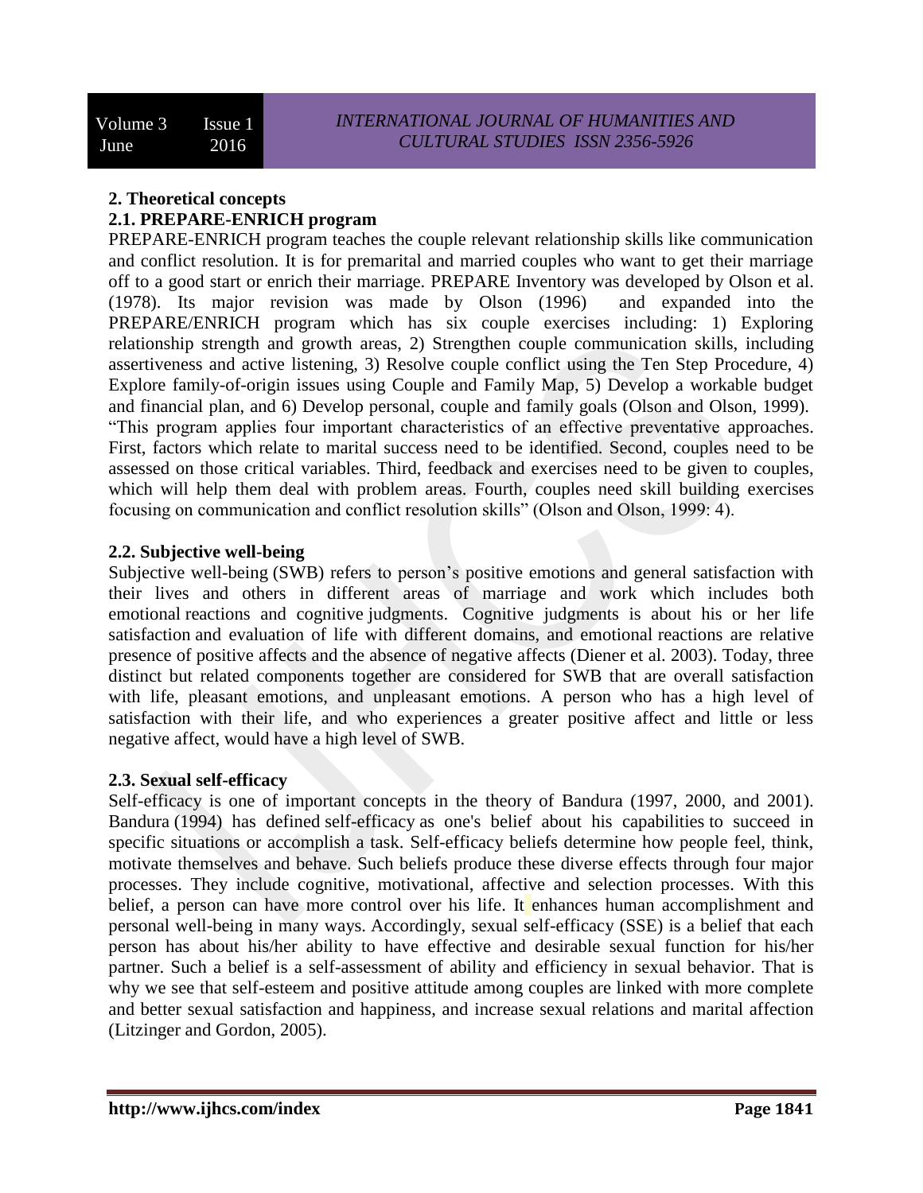## 2. Theoretical concepts

### 2.1. PREPARE-ENRICH program

PREPARE-ENRICH program teaches the couple relevant relationship skills like communication and conflict resolution. It is for premarital and married couples who want to get their marriage off to a good start or enrich their marriage. PREPARE Inventory was developed by Olson et al. (1978). Its major revision was made by Olson (1996) and expanded into the PREPARE/ENRICH program which has six couple exercises including: 1) Exploring relationship strength and growth areas, 2) Strengthen couple communication skills, including assertiveness and active listening, 3) Resolve couple conflict using the Ten Step Procedure, 4) Explore family-of-origin issues using Couple and Family Map, 5) Develop a workable budget and financial plan, and 6) Develop personal, couple and family goals (Olson and Olson, 1999). "This program applies four important characteristics of an effective preventative approaches. First, factors which relate to marital success need to be identified. Second, couples need to be assessed on those critical variables. Third, feedback and exercises need to be given to couples, which will help them deal with problem areas. Fourth, couples need skill building exercises focusing on communication and conflict resolution skills" (Olson and Olson, 1999: 4).

### 2.2. Subjective well-being

Subjective well-being (SWB) refers to person's positive emotions and general satisfaction with their lives and others in different areas of marriage and work which includes both emotional reactions and cognitive judgments. Cognitive judgments is about his or her life satisfaction and evaluation of life with different domains, and emotional reactions are relative presence of positive affects and the absence of negative affects (Diener et al. 2003). Today, three distinct but related components together are considered for SWB that are overall satisfaction with life, pleasant emotions, and unpleasant emotions. A person who has a high level of satisfaction with their life, and who experiences a greater positive affect and little or less negative affect, would have a high level of SWB.

### 2.3. Sexual self-efficacy

Self-efficacy is one of important concepts in the theory of Bandura (1997, 2000, and 2001). Bandura (1994) has defined self-efficacy as one's belief about his capabilities to succeed in specific situations or accomplish a task. Self-efficacy beliefs determine how people feel, think, motivate themselves and behave. Such beliefs produce these diverse effects through four major processes. They include cognitive, motivational, affective and selection processes. With this belief, a person can have more control over his life. It enhances human accomplishment and personal well-being in many ways. Accordingly, sexual self-efficacy (SSE) is a belief that each person has about his/her ability to have effective and desirable sexual function for his/her partner. Such a belief is a self-assessment of ability and efficiency in sexual behavior. That is why we see that self-esteem and positive attitude among couples are linked with more complete and better sexual satisfaction and happiness, and increase sexual relations and marital affection (Litzinger and Gordon, 2005).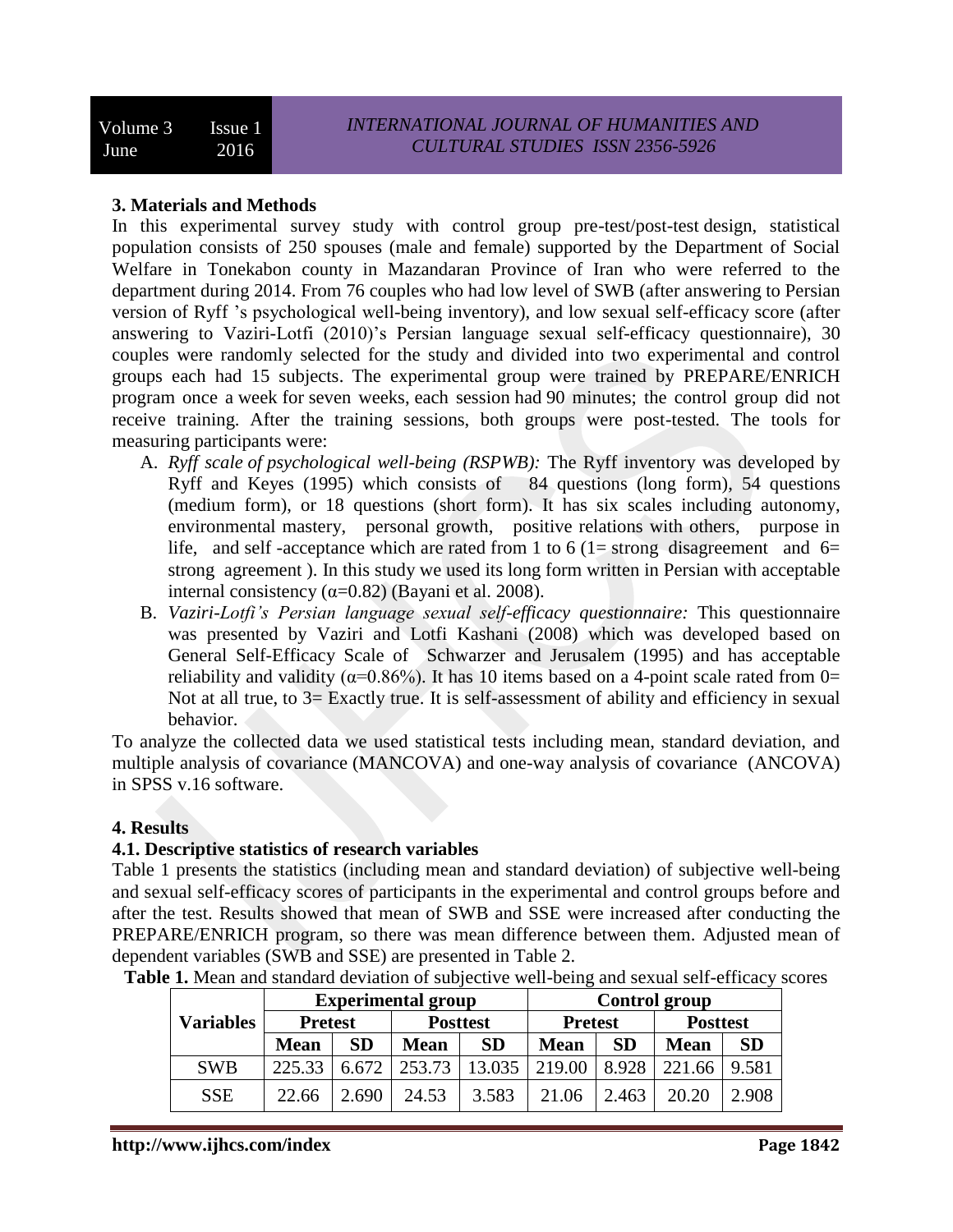## 3. Materials and Methods

In this experimental survey study with control group pre-test/post-test design, statistical population consists of 250 spouses (male and female) supported by the Department of Social Welfare in Tonekabon county in Mazandaran Province of Iran who were referred to the department during 2014. From 76 couples who had low level of SWB (after answering to Persian version of Ryff 's psychological well-being inventory), and low sexual self-efficacy score (after answering to Vaziri-Lotfi (2010)'s Persian language sexual self-efficacy questionnaire), 30 couples were randomly selected for the study and divided into two experimental and control groups each had 15 subjects. The experimental group were trained by PREPARE/ENRICH program once a week for seven weeks, each session had 90 minutes; the control group did not receive training. After the training sessions, both groups were post-tested. The tools for measuring participants were:

A. *Ryff scale of psychological well-being (RSPWB):* The Ryff inventory was developed by Ryff and Keyes (1995) which consists of 84 questions (long form), 54 questions (medium form), or 18 questions (short form). It has six scales including autonomy, environmental mastery, personal growth, positive relations with others, purpose in life, and self -acceptance which are rated from 1 to 6 (1= strong disagreement and 6= strong agreement ). In this study we used its long form written in Persian with acceptable internal consistency ($\alpha$=0.82) (Bayani et al. 2008).

B. *Vaziri-Lotfi's Persian language sexual self-efficacy questionnaire:* This questionnaire was presented by Vaziri and Lotfi Kashani (2008) which was developed based on General Self-Efficacy Scale of Schwarzer and Jerusalem (1995) and has acceptable reliability and validity ($\alpha$=0.86%). It has 10 items based on a 4-point scale rated from 0= Not at all true, to 3= Exactly true. It is self-assessment of ability and efficiency in sexual behavior.

To analyze the collected data we used statistical tests including mean, standard deviation, and multiple analysis of covariance (MANCOVA) and one-way analysis of covariance (ANCOVA) in SPSS v.16 software.

## 4. Results

### 4.1. Descriptive statistics of research variables

Table 1 presents the statistics (including mean and standard deviation) of subjective well-being and sexual self-efficacy scores of participants in the experimental and control groups before and after the test. Results showed that mean of SWB and SSE were increased after conducting the PREPARE/ENRICH program, so there was mean difference between them. Adjusted mean of dependent variables (SWB and SSE) are presented in Table 2.

**Table 1.** Mean and standard deviation of subjective well-being and sexual self-efficacy scores

| Variables | Experimental group | | | | Control group | | | |
|---|---|---|---|---|---|---|---|---|
| | Pretest | | Posttest | | Pretest | | Posttest | |
| | Mean | SD | Mean | SD | Mean | SD | Mean | SD |
| SWB | 225.33 | 6.672 | 253.73 | 13.035 | 219.00 | 8.928 | 221.66 | 9.581 |
| SSE | 22.66 | 2.690 | 24.53 | 3.583 | 21.06 | 2.463 | 20.20 | 2.908 |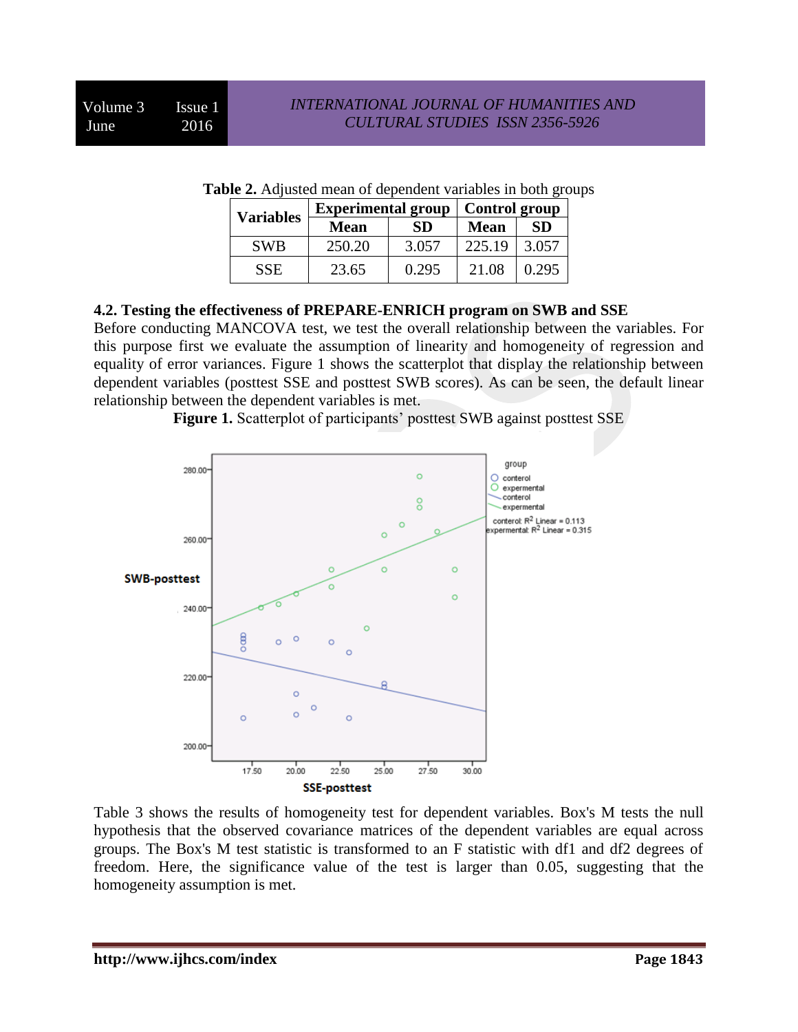**Table 2.** Adjusted mean of dependent variables in both groups

| Variables | Experimental group | | Control group | |
|---|---|---|---|---|
| | Mean | SD | Mean | SD |
| SWB | 250.20 | 3.057 | 225.19 | 3.057 |
| SSE | 23.65 | 0.295 | 21.08 | 0.295 |

**4.2. Testing the effectiveness of PREPARE-ENRICH program on SWB and SSE**

Before conducting MANCOVA test, we test the overall relationship between the variables. For this purpose first we evaluate the assumption of linearity and homogeneity of regression and equality of error variances. Figure 1 shows the scatterplot that display the relationship between dependent variables (posttest SSE and posttest SWB scores). As can be seen, the default linear relationship between the dependent variables is met.

**Figure 1.** Scatterplot of participants' posttest SWB against posttest SSE

Table 3 shows the results of homogeneity test for dependent variables. Box's M tests the null hypothesis that the observed covariance matrices of the dependent variables are equal across groups. The Box's M test statistic is transformed to an F statistic with df1 and df2 degrees of freedom. Here, the significance value of the test is larger than 0.05, suggesting that the homogeneity assumption is met.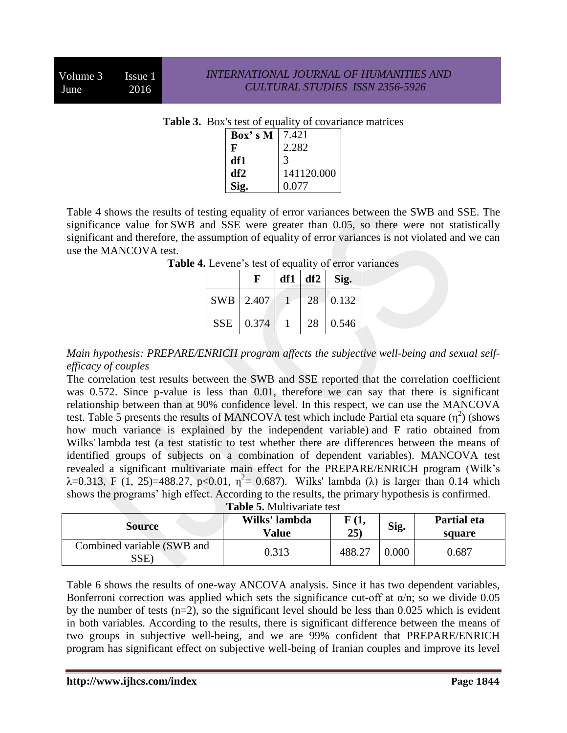**Table 3.** Box's test of equality of covariance matrices

| | |
|---|---|
| **Box' s M** | 7.421 |
| **F** | 2.282 |
| **df1** | 3 |
| **df2** | 141120.000 |
| **Sig.** | 0.077 |

Table 4 shows the results of testing equality of error variances between the SWB and SSE. The significance value for SWB and SSE were greater than 0.05, so there were not statistically significant and therefore, the assumption of equality of error variances is not violated and we can use the MANCOVA test.

**Table 4.** Levene's test of equality of error variances

| | **F** | **df1** | **df2** | **Sig.** |
|---|---|---|---|---|
| SWB | 2.407 | 1 | 28 | 0.132 |
| SSE | 0.374 | 1 | 28 | 0.546 |

*Main hypothesis: PREPARE/ENRICH program affects the subjective well-being and sexual self-efficacy of couples*

The correlation test results between the SWB and SSE reported that the correlation coefficient was 0.572. Since p-value is less than 0.01, therefore we can say that there is significant relationship between than at 90% confidence level. In this respect, we can use the MANCOVA test. Table 5 presents the results of MANCOVA test which include Partial eta square ($\eta^2$) (shows how much variance is explained by the independent variable) and F ratio obtained from Wilks' lambda test (a test statistic to test whether there are differences between the means of identified groups of subjects on a combination of dependent variables). MANCOVA test revealed a significant multivariate main effect for the PREPARE/ENRICH program (Wilk's $\lambda$=0.313, $F(1, 25)=488.27$, $p<0.01$, $\eta^2= 0.687$). Wilks' lambda ($\lambda$) is larger than 0.14 which shows the programs' high effect. According to the results, the primary hypothesis is confirmed.

**Table 5.** Multivariate test

| **Source** | **Wilks' lambda Value** | **F (1, 25)** | **Sig.** | **Partial eta square** |
|---|---|---|---|---|
| Combined variable (SWB and SSE) | 0.313 | 488.27 | 0.000 | 0.687 |

Table 6 shows the results of one-way ANCOVA analysis. Since it has two dependent variables, Bonferroni correction was applied which sets the significance cut-off at $\alpha/n$; so we divide 0.05 by the number of tests (n=2), so the significant level should be less than 0.025 which is evident in both variables. According to the results, there is significant difference between the means of two groups in subjective well-being, and we are 99% confident that PREPARE/ENRICH program has significant effect on subjective well-being of Iranian couples and improve its level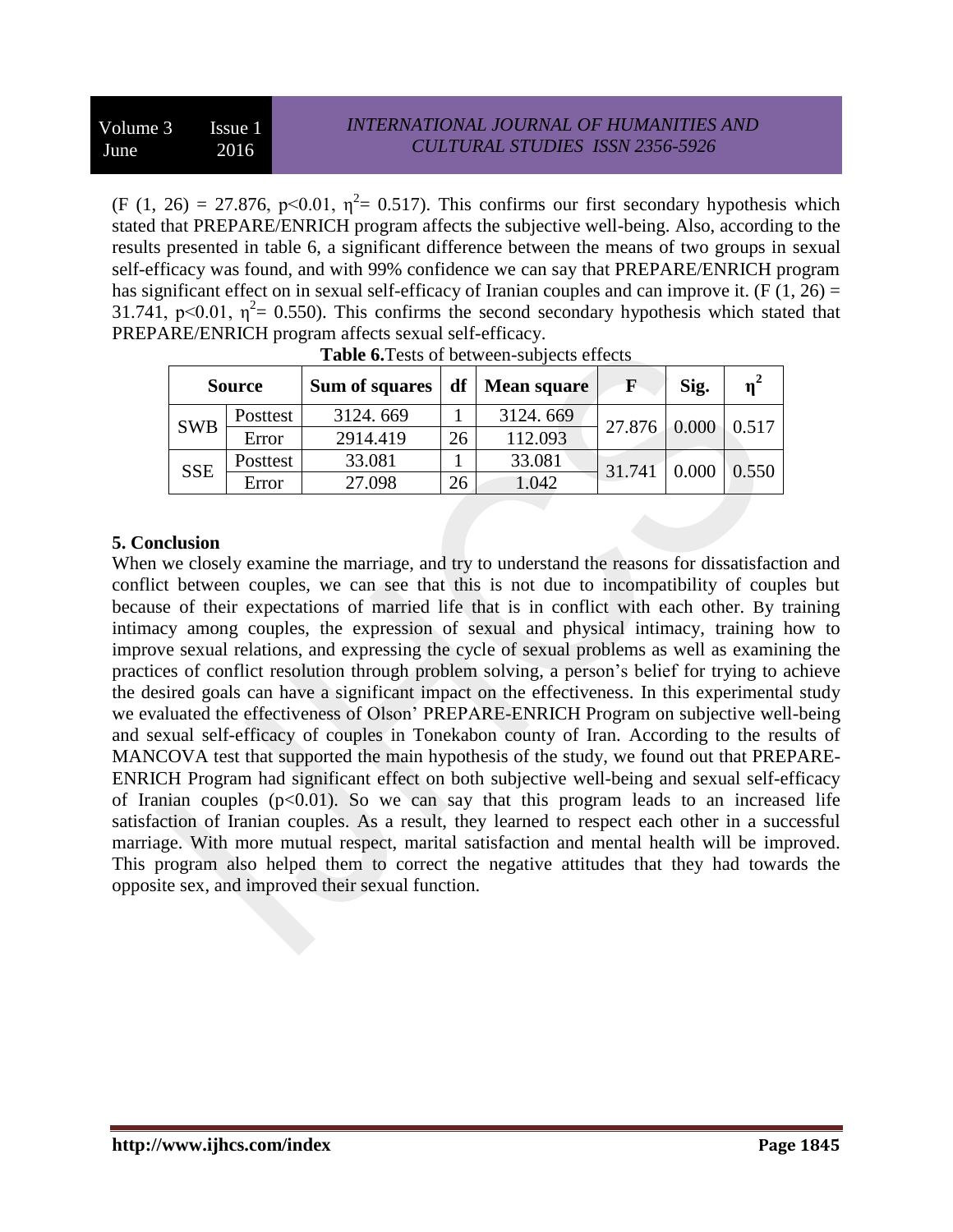($F$ (1, 26) = 27.876, $p<0.01$, $\eta^2= 0.517$). This confirms our first secondary hypothesis which stated that PREPARE/ENRICH program affects the subjective well-being. Also, according to the results presented in table 6, a significant difference between the means of two groups in sexual self-efficacy was found, and with 99% confidence we can say that PREPARE/ENRICH program has significant effect on in sexual self-efficacy of Iranian couples and can improve it. ($F$ (1, 26) = 31.741, $p<0.01$, $\eta^2= 0.550$). This confirms the second secondary hypothesis which stated that PREPARE/ENRICH program affects sexual self-efficacy.

**Table 6.**Tests of between-subjects effects

| Source | | Sum of squares | df | Mean square | F | Sig. | $\eta^2$ |
|---|---|---|---|---|---|---|---|
| SWB | Posttest | 3124. 669 | 1 | 3124. 669 | 27.876 | 0.000 | 0.517 |
| | Error | 2914.419 | 26 | 112.093 | | | |
| SSE | Posttest | 33.081 | 1 | 33.081 | 31.741 | 0.000 | 0.550 |
| | Error | 27.098 | 26 | 1.042 | | | |

## 5. Conclusion

When we closely examine the marriage, and try to understand the reasons for dissatisfaction and conflict between couples, we can see that this is not due to incompatibility of couples but because of their expectations of married life that is in conflict with each other. By training intimacy among couples, the expression of sexual and physical intimacy, training how to improve sexual relations, and expressing the cycle of sexual problems as well as examining the practices of conflict resolution through problem solving, a person's belief for trying to achieve the desired goals can have a significant impact on the effectiveness. In this experimental study we evaluated the effectiveness of Olson' PREPARE-ENRICH Program on subjective well-being and sexual self-efficacy of couples in Tonekabon county of Iran. According to the results of MANCOVA test that supported the main hypothesis of the study, we found out that PREPARE-ENRICH Program had significant effect on both subjective well-being and sexual self-efficacy of Iranian couples ($p<0.01$). So we can say that this program leads to an increased life satisfaction of Iranian couples. As a result, they learned to respect each other in a successful marriage. With more mutual respect, marital satisfaction and mental health will be improved. This program also helped them to correct the negative attitudes that they had towards the opposite sex, and improved their sexual function.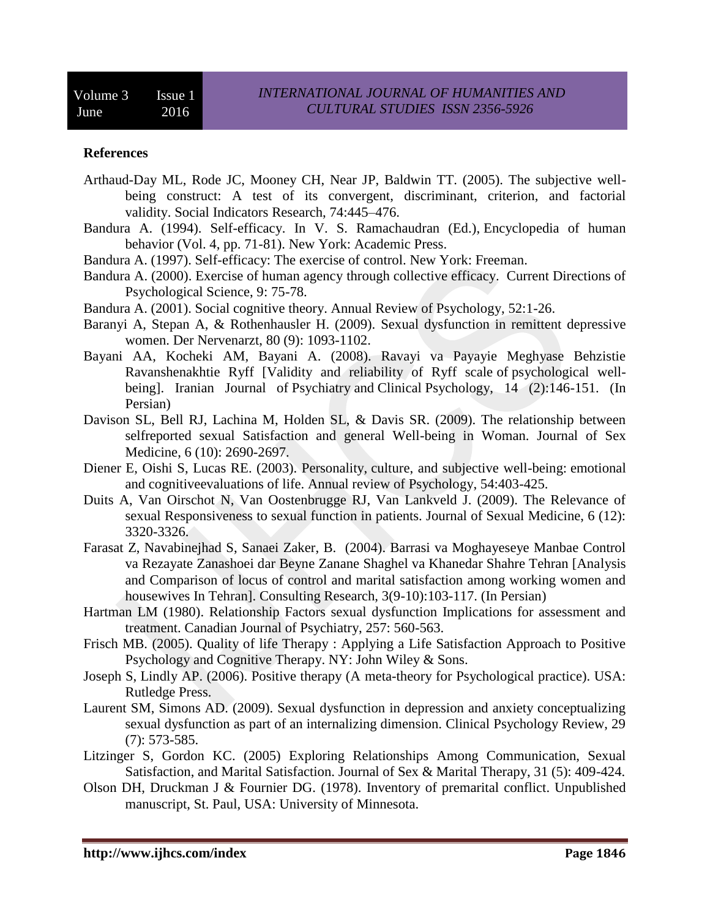**References**

Arthaud-Day ML, Rode JC, Mooney CH, Near JP, Baldwin TT. (2005). The subjective well-being construct: A test of its convergent, discriminant, criterion, and factorial validity. Social Indicators Research, 74:445–476.

Bandura A. (1994). Self-efficacy. In V. S. Ramachaudran (Ed.), Encyclopedia of human behavior (Vol. 4, pp. 71-81). New York: Academic Press.

Bandura A. (1997). Self-efficacy: The exercise of control. New York: Freeman.

Bandura A. (2000). Exercise of human agency through collective efficacy. Current Directions of Psychological Science, 9: 75-78.

Bandura A. (2001). Social cognitive theory. Annual Review of Psychology, 52:1-26.

Baranyi A, Stepan A, & Rothenhausler H. (2009). Sexual dysfunction in remittent depressive women. Der Nervenarzt, 80 (9): 1093-1102.

Bayani AA, Kocheki AM, Bayani A. (2008). Ravayi va Payayie Meghyase Behzistie Ravanshenakhtie Ryff [Validity and reliability of Ryff scale of psychological well-being]. Iranian Journal of Psychiatry and Clinical Psychology, 14 (2):146-151. (In Persian)

Davison SL, Bell RJ, Lachina M, Holden SL, & Davis SR. (2009). The relationship between selfreported sexual Satisfaction and general Well-being in Woman. Journal of Sex Medicine, 6 (10): 2690-2697.

Diener E, Oishi S, Lucas RE. (2003). Personality, culture, and subjective well-being: emotional and cognitiveevaluations of life. Annual review of Psychology, 54:403-425.

Duits A, Van Oirschot N, Van Oostenbrugge RJ, Van Lankveld J. (2009). The Relevance of sexual Responsiveness to sexual function in patients. Journal of Sexual Medicine, 6 (12): 3320-3326.

Farasat Z, Navabinejhad S, Sanaei Zaker, B. (2004). Barrasi va Moghayeseye Manbae Control va Rezayate Zanashoei dar Beyne Zanane Shaghel va Khanedar Shahre Tehran [Analysis and Comparison of locus of control and marital satisfaction among working women and housewives In Tehran]. Consulting Research, 3(9-10):103-117. (In Persian)

Hartman LM (1980). Relationship Factors sexual dysfunction Implications for assessment and treatment. Canadian Journal of Psychiatry, 257: 560-563.

Frisch MB. (2005). Quality of life Therapy : Applying a Life Satisfaction Approach to Positive Psychology and Cognitive Therapy. NY: John Wiley & Sons.

Joseph S, Lindly AP. (2006). Positive therapy (A meta-theory for Psychological practice). USA: Rutledge Press.

Laurent SM, Simons AD. (2009). Sexual dysfunction in depression and anxiety conceptualizing sexual dysfunction as part of an internalizing dimension. Clinical Psychology Review, 29 (7): 573-585.

Litzinger S, Gordon KC. (2005) Exploring Relationships Among Communication, Sexual Satisfaction, and Marital Satisfaction. Journal of Sex & Marital Therapy, 31 (5): 409-424.

Olson DH, Druckman J & Fournier DG. (1978). Inventory of premarital conflict. Unpublished manuscript, St. Paul, USA: University of Minnesota.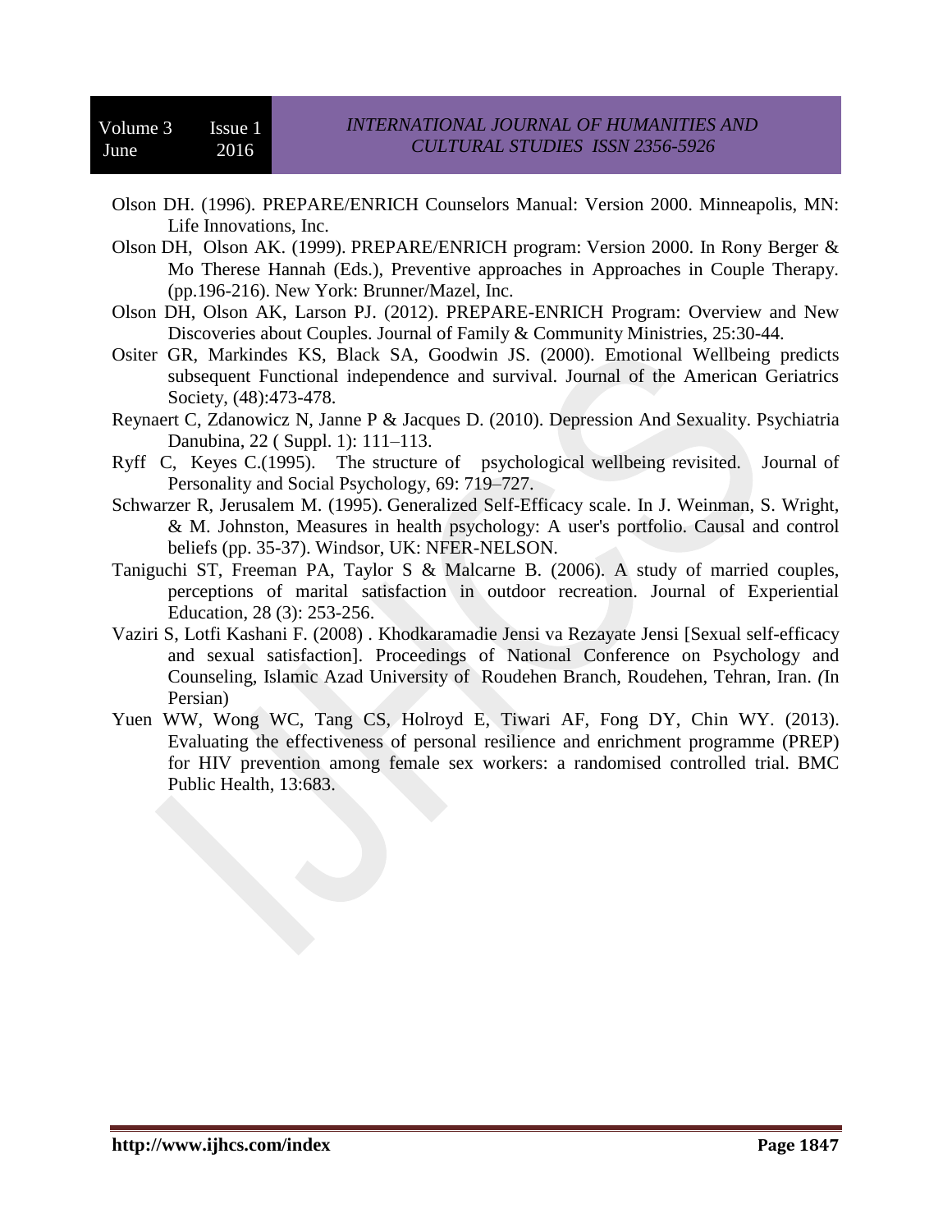Olson DH. (1996). PREPARE/ENRICH Counselors Manual: Version 2000. Minneapolis, MN: Life Innovations, Inc.

Olson DH, Olson AK. (1999). PREPARE/ENRICH program: Version 2000. In Rony Berger & Mo Therese Hannah (Eds.), Preventive approaches in Approaches in Couple Therapy. (pp.196-216). New York: Brunner/Mazel, Inc.

Olson DH, Olson AK, Larson PJ. (2012). PREPARE-ENRICH Program: Overview and New Discoveries about Couples. Journal of Family & Community Ministries, 25:30-44.

Ositer GR, Markindes KS, Black SA, Goodwin JS. (2000). Emotional Wellbeing predicts subsequent Functional independence and survival. Journal of the American Geriatrics Society, (48):473-478.

Reynaert C, Zdanowicz N, Janne P & Jacques D. (2010). Depression And Sexuality. Psychiatria Danubina, 22 ( Suppl. 1): 111–113.

Ryff C, Keyes C.(1995). The structure of psychological wellbeing revisited. Journal of Personality and Social Psychology, 69: 719–727.

Schwarzer R, Jerusalem M. (1995). Generalized Self-Efficacy scale. In J. Weinman, S. Wright, & M. Johnston, Measures in health psychology: A user's portfolio. Causal and control beliefs (pp. 35-37). Windsor, UK: NFER-NELSON.

Taniguchi ST, Freeman PA, Taylor S & Malcarne B. (2006). A study of married couples, perceptions of marital satisfaction in outdoor recreation. Journal of Experiential Education, 28 (3): 253-256.

Vaziri S, Lotfi Kashani F. (2008) . Khodkaramadie Jensi va Rezayate Jensi [Sexual self-efficacy and sexual satisfaction]. Proceedings of National Conference on Psychology and Counseling, Islamic Azad University of Roudehen Branch, Roudehen, Tehran, Iran. (In Persian)

Yuen WW, Wong WC, Tang CS, Holroyd E, Tiwari AF, Fong DY, Chin WY. (2013). Evaluating the effectiveness of personal resilience and enrichment programme (PREP) for HIV prevention among female sex workers: a randomised controlled trial. BMC Public Health, 13:683.